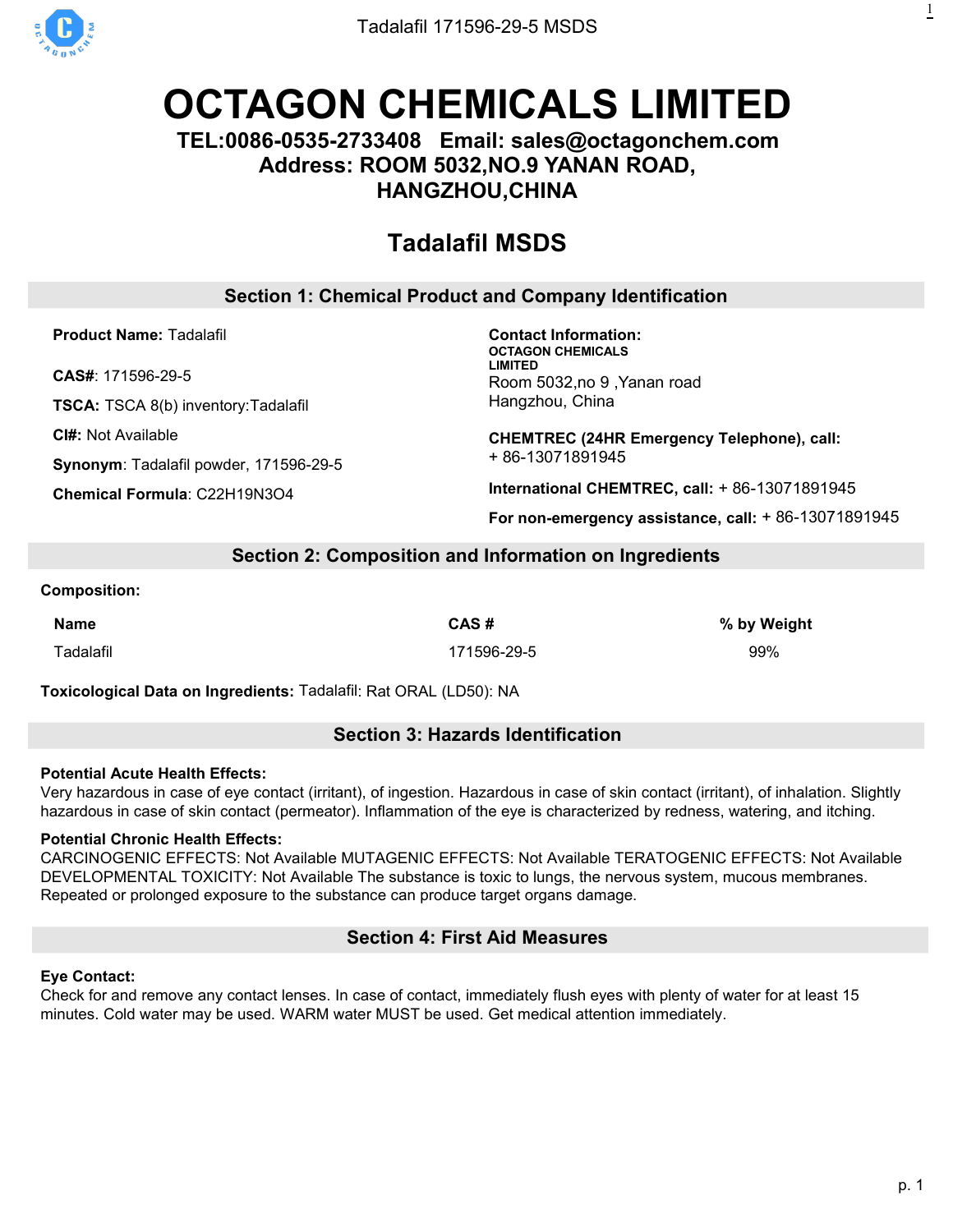# OCTAGON CHEMICALS LIMITED

**TEL:0086-0535-2733408 Email: sales@octagonchem.com**
**Address: ROOM 5032,NO.9 YANAN ROAD, HANGZHOU,CHINA**

## Tadalafil MSDS

### Section 1: Chemical Product and Company Identification

**Product Name:** Tadalafil

**CAS#**: 171596-29-5

**TSCA:** TSCA 8(b) inventory:Tadalafil

**CI#:** Not Available

**Synonym**: Tadalafil powder, 171596-29-5

**Chemical Formula**: $C_{22}H_{19}N_3O_4$

**Contact Information:**
**OCTAGON CHEMICALS LIMITED**
Room 5032,no 9 ,Yanan road
Hangzhou, China

**CHEMTREC (24HR Emergency Telephone), call:**
+ 86-13071891945

**International CHEMTREC, call:** + 86-13071891945

**For non-emergency assistance, call:** + 86-13071891945

### Section 2: Composition and Information on Ingredients

**Composition:**

| Name | CAS # | % by Weight |
| --- | --- | --- |
| Tadalafil | 171596-29-5 | 99% |

**Toxicological Data on Ingredients:** Tadalafil: Rat ORAL (LD50): NA

### Section 3: Hazards Identification

**Potential Acute Health Effects:**
Very hazardous in case of eye contact (irritant), of ingestion. Hazardous in case of skin contact (irritant), of inhalation. Slightly hazardous in case of skin contact (permeator). Inflammation of the eye is characterized by redness, watering, and itching.

**Potential Chronic Health Effects:**
CARCINOGENIC EFFECTS: Not Available MUTAGENIC EFFECTS: Not Available TERATOGENIC EFFECTS: Not Available DEVELOPMENTAL TOXICITY: Not Available The substance is toxic to lungs, the nervous system, mucous membranes. Repeated or prolonged exposure to the substance can produce target organs damage.

### Section 4: First Aid Measures

**Eye Contact:**
Check for and remove any contact lenses. In case of contact, immediately flush eyes with plenty of water for at least 15 minutes. Cold water may be used. WARM water MUST be used. Get medical attention immediately.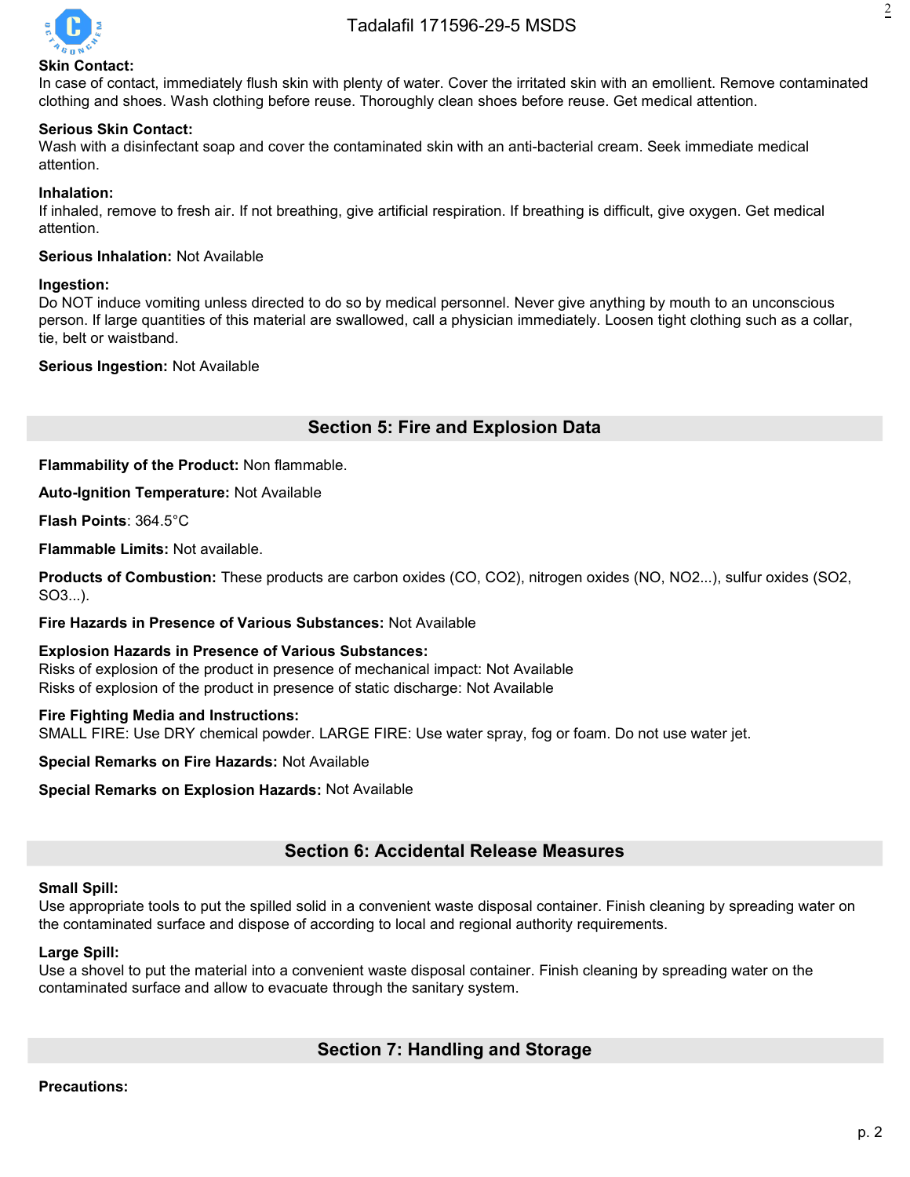**Skin Contact:**
In case of contact, immediately flush skin with plenty of water. Cover the irritated skin with an emollient. Remove contaminated clothing and shoes. Wash clothing before reuse. Thoroughly clean shoes before reuse. Get medical attention.

**Serious Skin Contact:**
Wash with a disinfectant soap and cover the contaminated skin with an anti-bacterial cream. Seek immediate medical attention.

**Inhalation:**
If inhaled, remove to fresh air. If not breathing, give artificial respiration. If breathing is difficult, give oxygen. Get medical attention.

**Serious Inhalation:** Not Available

**Ingestion:**
Do NOT induce vomiting unless directed to do so by medical personnel. Never give anything by mouth to an unconscious person. If large quantities of this material are swallowed, call a physician immediately. Loosen tight clothing such as a collar, tie, belt or waistband.

**Serious Ingestion:** Not Available

## Section 5: Fire and Explosion Data

**Flammability of the Product:** Non flammable.

**Auto-Ignition Temperature:** Not Available

**Flash Points**: 364.5°C

**Flammable Limits:** Not available.

**Products of Combustion:** These products are carbon oxides (CO, $CO_2$), nitrogen oxides (NO, $NO_2$...), sulfur oxides ($SO_2$, $SO_3$...).

**Fire Hazards in Presence of Various Substances:** Not Available

**Explosion Hazards in Presence of Various Substances:**
Risks of explosion of the product in presence of mechanical impact: Not Available
Risks of explosion of the product in presence of static discharge: Not Available

**Fire Fighting Media and Instructions:**
SMALL FIRE: Use DRY chemical powder. LARGE FIRE: Use water spray, fog or foam. Do not use water jet.

**Special Remarks on Fire Hazards:** Not Available

**Special Remarks on Explosion Hazards:** Not Available

## Section 6: Accidental Release Measures

**Small Spill:**
Use appropriate tools to put the spilled solid in a convenient waste disposal container. Finish cleaning by spreading water on the contaminated surface and dispose of according to local and regional authority requirements.

**Large Spill:**
Use a shovel to put the material into a convenient waste disposal container. Finish cleaning by spreading water on the contaminated surface and allow to evacuate through the sanitary system.

## Section 7: Handling and Storage

**Precautions:**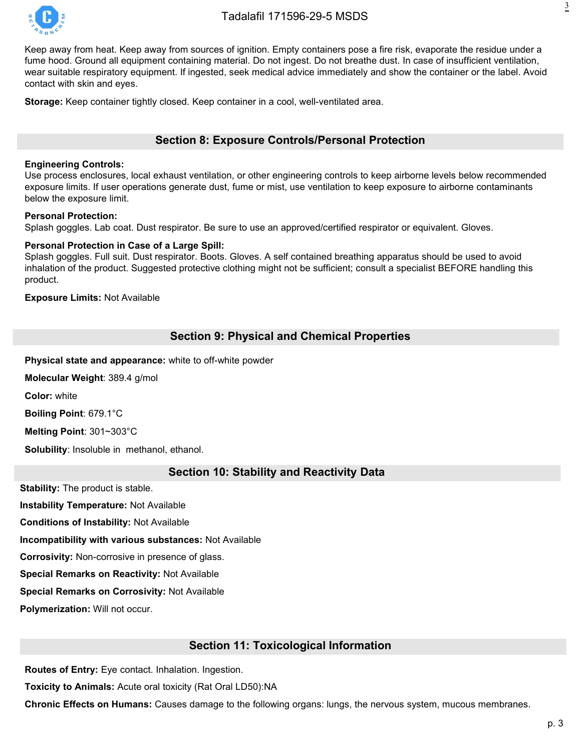Keep away from heat. Keep away from sources of ignition. Empty containers pose a fire risk, evaporate the residue under a fume hood. Ground all equipment containing material. Do not ingest. Do not breathe dust. In case of insufficient ventilation, wear suitable respiratory equipment. If ingested, seek medical advice immediately and show the container or the label. Avoid contact with skin and eyes.

**Storage:** Keep container tightly closed. Keep container in a cool, well-ventilated area.

## Section 8: Exposure Controls/Personal Protection

**Engineering Controls:**
Use process enclosures, local exhaust ventilation, or other engineering controls to keep airborne levels below recommended exposure limits. If user operations generate dust, fume or mist, use ventilation to keep exposure to airborne contaminants below the exposure limit.

**Personal Protection:**
Splash goggles. Lab coat. Dust respirator. Be sure to use an approved/certified respirator or equivalent. Gloves.

**Personal Protection in Case of a Large Spill:**
Splash goggles. Full suit. Dust respirator. Boots. Gloves. A self contained breathing apparatus should be used to avoid inhalation of the product. Suggested protective clothing might not be sufficient; consult a specialist BEFORE handling this product.

**Exposure Limits:** Not Available

## Section 9: Physical and Chemical Properties

**Physical state and appearance:** white to off-white powder

**Molecular Weight**: 389.4 g/mol

**Color:** white

**Boiling Point**: 679.1°C

**Melting Point**: 301~303°C

**Solubility**: Insoluble in  methanol, ethanol.

## Section 10: Stability and Reactivity Data

**Stability:** The product is stable.

**Instability Temperature:** Not Available

**Conditions of Instability:** Not Available

**Incompatibility with various substances:** Not Available

**Corrosivity:** Non-corrosive in presence of glass.

**Special Remarks on Reactivity:** Not Available

**Special Remarks on Corrosivity:** Not Available

**Polymerization:** Will not occur.

## Section 11: Toxicological Information

**Routes of Entry:** Eye contact. Inhalation. Ingestion.

**Toxicity to Animals:** Acute oral toxicity (Rat Oral LD50):NA

**Chronic Effects on Humans:** Causes damage to the following organs: lungs, the nervous system, mucous membranes.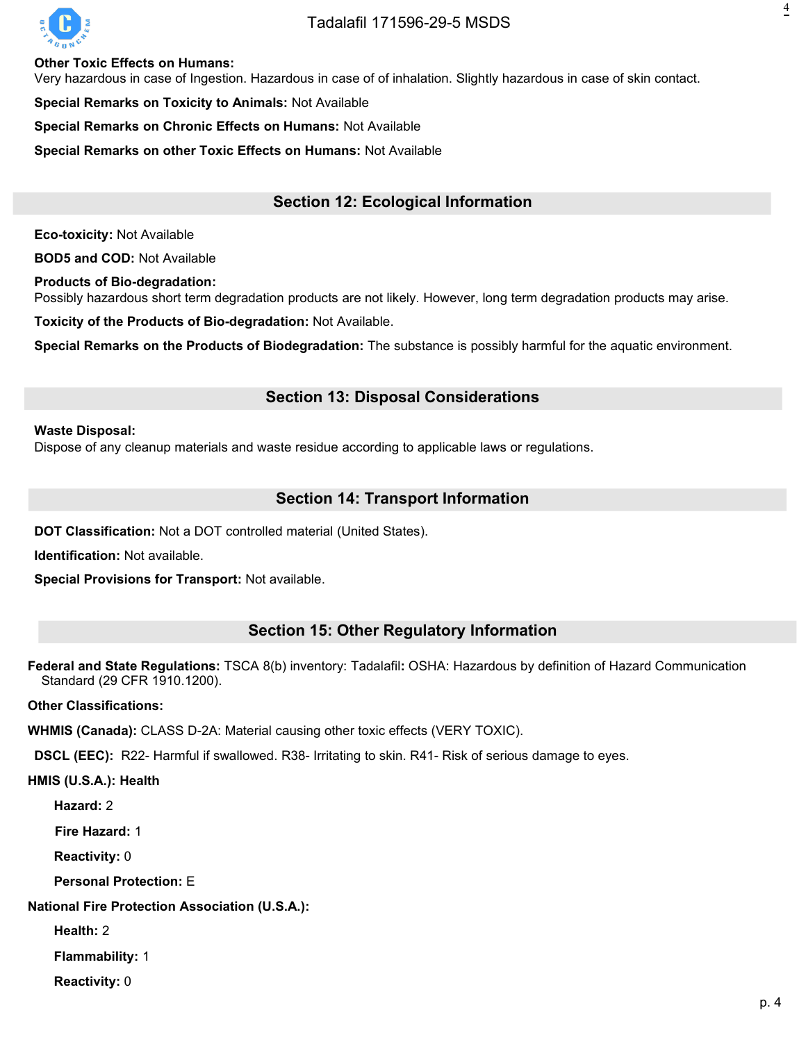**Other Toxic Effects on Humans:**
Very hazardous in case of Ingestion. Hazardous in case of of inhalation. Slightly hazardous in case of skin contact.

**Special Remarks on Toxicity to Animals:** Not Available

**Special Remarks on Chronic Effects on Humans:** Not Available

**Special Remarks on other Toxic Effects on Humans:** Not Available

## Section 12: Ecological Information

**Eco-toxicity:** Not Available

**BOD5 and COD:** Not Available

**Products of Bio-degradation:**
Possibly hazardous short term degradation products are not likely. However, long term degradation products may arise.

**Toxicity of the Products of Bio-degradation:** Not Available.

**Special Remarks on the Products of Biodegradation:** The substance is possibly harmful for the aquatic environment.

## Section 13: Disposal Considerations

**Waste Disposal:**
Dispose of any cleanup materials and waste residue according to applicable laws or regulations.

## Section 14: Transport Information

**DOT Classification:** Not a DOT controlled material (United States).

**Identification:** Not available.

**Special Provisions for Transport:** Not available.

## Section 15: Other Regulatory Information

**Federal and State Regulations:** TSCA 8(b) inventory: Tadalafil**:** OSHA: Hazardous by definition of Hazard Communication Standard (29 CFR 1910.1200).

**Other Classifications:**

**WHMIS (Canada):** CLASS D-2A: Material causing other toxic effects (VERY TOXIC).

**DSCL (EEC):** R22- Harmful if swallowed. R38- Irritating to skin. R41- Risk of serious damage to eyes.

**HMIS (U.S.A.): Health**

**Hazard:** 2

**Fire Hazard:** 1

**Reactivity:** 0

**Personal Protection:** E

**National Fire Protection Association (U.S.A.):**

**Health:** 2

**Flammability:** 1

**Reactivity:** 0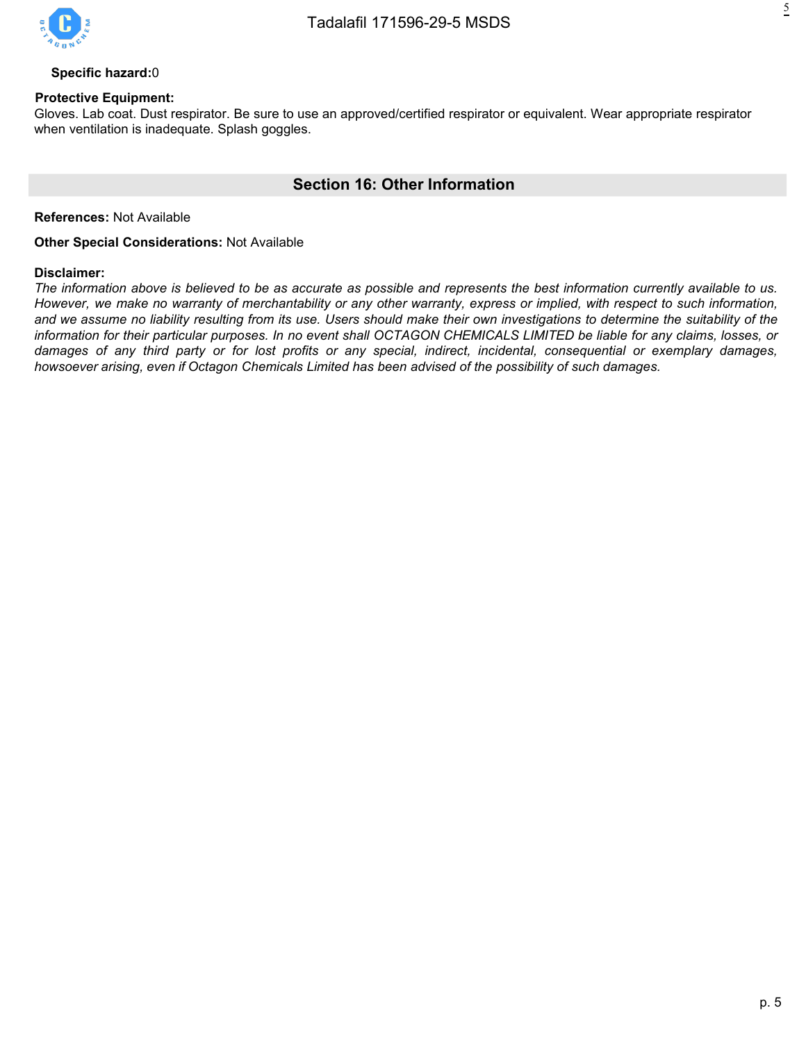**Specific hazard:** 0

**Protective Equipment:**
Gloves. Lab coat. Dust respirator. Be sure to use an approved/certified respirator or equivalent. Wear appropriate respirator when ventilation is inadequate. Splash goggles.

## Section 16: Other Information

**References:** Not Available

**Other Special Considerations:** Not Available

**Disclaimer:**
*The information above is believed to be as accurate as possible and represents the best information currently available to us. However, we make no warranty of merchantability or any other warranty, express or implied, with respect to such information, and we assume no liability resulting from its use. Users should make their own investigations to determine the suitability of the information for their particular purposes. In no event shall OCTAGON CHEMICALS LIMITED be liable for any claims, losses, or damages of any third party or for lost profits or any special, indirect, incidental, consequential or exemplary damages, howsoever arising, even if Octagon Chemicals Limited has been advised of the possibility of such damages.*